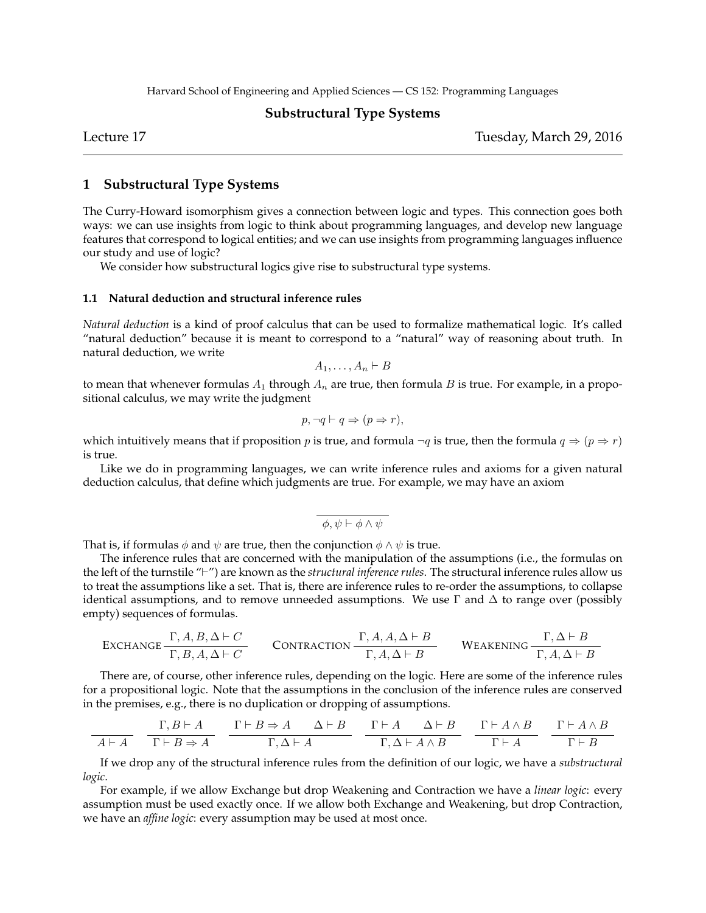Harvard School of Engineering and Applied Sciences — CS 152: Programming Languages

# Substructural Type Systems

Lecture 17 — Tuesday, March 29, 2016

## 1 Substructural Type Systems

The Curry-Howard isomorphism gives a connection between logic and types. This connection goes both ways: we can use insights from logic to think about programming languages, and develop new language features that correspond to logical entities; and we can use insights from programming languages influence our study and use of logic?

We consider how substructural logics give rise to substructural type systems.

### 1.1 Natural deduction and structural inference rules

*Natural deduction* is a kind of proof calculus that can be used to formalize mathematical logic. It's called "natural deduction" because it is meant to correspond to a "natural" way of reasoning about truth. In natural deduction, we write

$$A_1, \ldots, A_n \vdash B$$

to mean that whenever formulas $A_1$ through $A_n$ are true, then formula $B$ is true. For example, in a propositional calculus, we may write the judgment

$$p, \neg q \vdash q \Rightarrow (p \Rightarrow r),$$

which intuitively means that if proposition $p$ is true, and formula $\neg q$ is true, then the formula $q \Rightarrow (p \Rightarrow r)$ is true.

Like we do in programming languages, we can write inference rules and axioms for a given natural deduction calculus, that define which judgments are true. For example, we may have an axiom

$$\frac{}{\phi, \psi \vdash \phi \wedge \psi}$$

That is, if formulas $\phi$ and $\psi$ are true, then the conjunction $\phi \wedge \psi$ is true.

The inference rules that are concerned with the manipulation of the assumptions (i.e., the formulas on the left of the turnstile "$\vdash$") are known as the *structural inference rules*. The structural inference rules allow us to treat the assumptions like a set. That is, there are inference rules to re-order the assumptions, to collapse identical assumptions, and to remove unneeded assumptions. We use $\Gamma$ and $\Delta$ to range over (possibly empty) sequences of formulas.

$$\textsc{Exchange}\ \frac{\Gamma, A, B, \Delta \vdash C}{\Gamma, B, A, \Delta \vdash C} \qquad \textsc{Contraction}\ \frac{\Gamma, A, A, \Delta \vdash B}{\Gamma, A, \Delta \vdash B} \qquad \textsc{Weakening}\ \frac{\Gamma, \Delta \vdash B}{\Gamma, A, \Delta \vdash B}$$

There are, of course, other inference rules, depending on the logic. Here are some of the inference rules for a propositional logic. Note that the assumptions in the conclusion of the inference rules are conserved in the premises, e.g., there is no duplication or dropping of assumptions.

$$\frac{}{A \vdash A} \qquad \frac{\Gamma, B \vdash A}{\Gamma \vdash B \Rightarrow A} \qquad \frac{\Gamma \vdash B \Rightarrow A \qquad \Delta \vdash B}{\Gamma, \Delta \vdash A} \qquad \frac{\Gamma \vdash A \qquad \Delta \vdash B}{\Gamma, \Delta \vdash A \wedge B} \qquad \frac{\Gamma \vdash A \wedge B}{\Gamma \vdash A} \qquad \frac{\Gamma \vdash A \wedge B}{\Gamma \vdash B}$$

If we drop any of the structural inference rules from the definition of our logic, we have a *substructural logic*.

For example, if we allow Exchange but drop Weakening and Contraction we have a *linear logic*: every assumption must be used exactly once. If we allow both Exchange and Weakening, but drop Contraction, we have an *affine logic*: every assumption may be used at most once.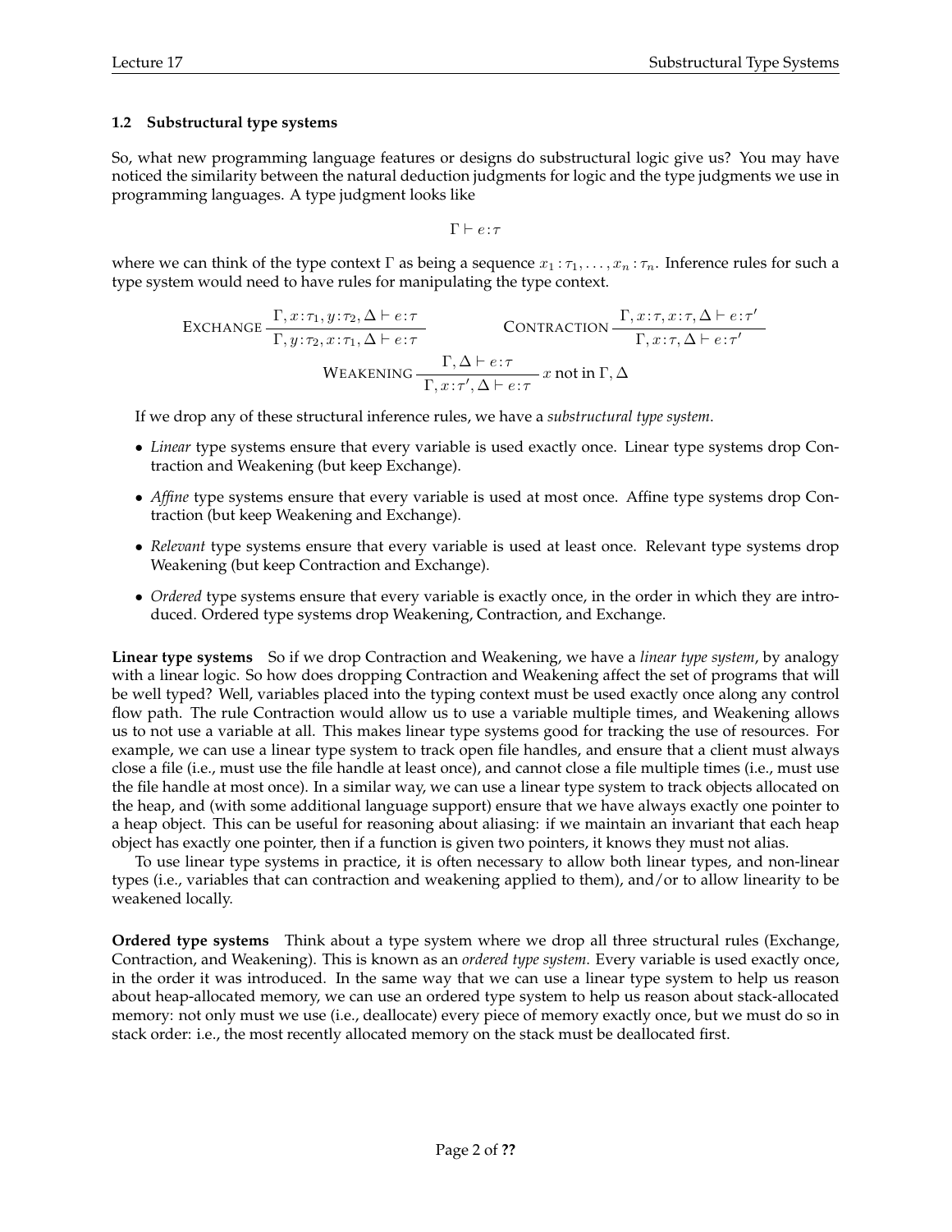### 1.2 Substructural type systems

So, what new programming language features or designs do substructural logic give us? You may have noticed the similarity between the natural deduction judgments for logic and the type judgments we use in programming languages. A type judgment looks like

$$\Gamma \vdash e\!:\!\tau$$

where we can think of the type context $\Gamma$ as being a sequence $x_1\!:\!\tau_1, \ldots, x_n\!:\!\tau_n$. Inference rules for such a type system would need to have rules for manipulating the type context.

$$\textsc{Exchange}\ \frac{\Gamma, x\!:\!\tau_1, y\!:\!\tau_2, \Delta \vdash e\!:\!\tau}{\Gamma, y\!:\!\tau_2, x\!:\!\tau_1, \Delta \vdash e\!:\!\tau} \qquad \textsc{Contraction}\ \frac{\Gamma, x\!:\!\tau, x\!:\!\tau, \Delta \vdash e\!:\!\tau'}{\Gamma, x\!:\!\tau, \Delta \vdash e\!:\!\tau'}$$

$$\textsc{Weakening}\ \frac{\Gamma, \Delta \vdash e\!:\!\tau}{\Gamma, x\!:\!\tau', \Delta \vdash e\!:\!\tau}\ x \text{ not in } \Gamma, \Delta$$

If we drop any of these structural inference rules, we have a *substructural type system*.

- *Linear* type systems ensure that every variable is used exactly once. Linear type systems drop Contraction and Weakening (but keep Exchange).
- *Affine* type systems ensure that every variable is used at most once. Affine type systems drop Contraction (but keep Weakening and Exchange).
- *Relevant* type systems ensure that every variable is used at least once. Relevant type systems drop Weakening (but keep Contraction and Exchange).
- *Ordered* type systems ensure that every variable is exactly once, in the order in which they are introduced. Ordered type systems drop Weakening, Contraction, and Exchange.

**Linear type systems** So if we drop Contraction and Weakening, we have a *linear type system*, by analogy with a linear logic. So how does dropping Contraction and Weakening affect the set of programs that will be well typed? Well, variables placed into the typing context must be used exactly once along any control flow path. The rule Contraction would allow us to use a variable multiple times, and Weakening allows us to not use a variable at all. This makes linear type systems good for tracking the use of resources. For example, we can use a linear type system to track open file handles, and ensure that a client must always close a file (i.e., must use the file handle at least once), and cannot close a file multiple times (i.e., must use the file handle at most once). In a similar way, we can use a linear type system to track objects allocated on the heap, and (with some additional language support) ensure that we have always exactly one pointer to a heap object. This can be useful for reasoning about aliasing: if we maintain an invariant that each heap object has exactly one pointer, then if a function is given two pointers, it knows they must not alias.

To use linear type systems in practice, it is often necessary to allow both linear types, and non-linear types (i.e., variables that can contraction and weakening applied to them), and/or to allow linearity to be weakened locally.

**Ordered type systems** Think about a type system where we drop all three structural rules (Exchange, Contraction, and Weakening). This is known as an *ordered type system*. Every variable is used exactly once, in the order it was introduced. In the same way that we can use a linear type system to help us reason about heap-allocated memory, we can use an ordered type system to help us reason about stack-allocated memory: not only must we use (i.e., deallocate) every piece of memory exactly once, but we must do so in stack order: i.e., the most recently allocated memory on the stack must be deallocated first.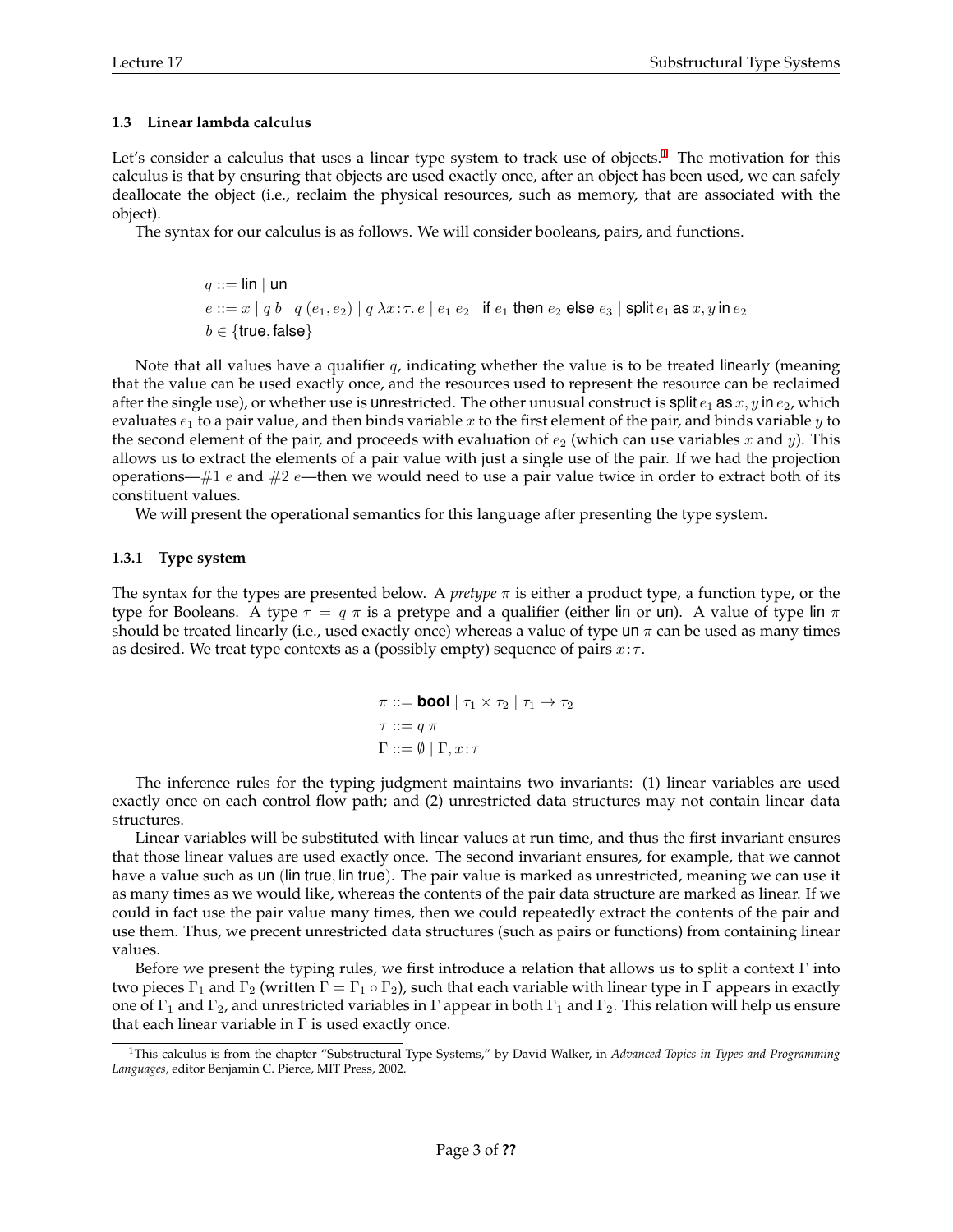### 1.3 Linear lambda calculus

Let's consider a calculus that uses a linear type system to track use of objects.[1] The motivation for this calculus is that by ensuring that objects are used exactly once, after an object has been used, we can safely deallocate the object (i.e., reclaim the physical resources, such as memory, that are associated with the object).

The syntax for our calculus is as follows. We will consider booleans, pairs, and functions.

$$
\begin{aligned}
q &::= \mathsf{lin} \mid \mathsf{un} \\
e &::= x \mid q\ b \mid q\ (e_1, e_2) \mid q\ \lambda x\!:\!\tau.\, e \mid e_1\ e_2 \mid \mathsf{if}\ e_1\ \mathsf{then}\ e_2\ \mathsf{else}\ e_3 \mid \mathsf{split}\ e_1\ \mathsf{as}\ x, y\ \mathsf{in}\ e_2 \\
b &\in \{\mathsf{true}, \mathsf{false}\}
\end{aligned}
$$

Note that all values have a qualifier $q$, indicating whether the value is to be treated linearly (meaning that the value can be used exactly once, and the resources used to represent the resource can be reclaimed after the single use), or whether use is unrestricted. The other unusual construct is $\mathsf{split}\ e_1\ \mathsf{as}\ x, y\ \mathsf{in}\ e_2$, which evaluates $e_1$ to a pair value, and then binds variable $x$ to the first element of the pair, and binds variable $y$ to the second element of the pair, and proceeds with evaluation of $e_2$ (which can use variables $x$ and $y$). This allows us to extract the elements of a pair value with just a single use of the pair. If we had the projection operations—$\#1\ e$ and $\#2\ e$—then we would need to use a pair value twice in order to extract both of its constituent values.

We will present the operational semantics for this language after presenting the type system.

#### 1.3.1 Type system

The syntax for the types are presented below. A *pretype* $\pi$ is either a product type, a function type, or the type for Booleans. A type $\tau = q\ \pi$ is a pretype and a qualifier (either $\mathsf{lin}$ or $\mathsf{un}$). A value of type $\mathsf{lin}\ \pi$ should be treated linearly (i.e., used exactly once) whereas a value of type $\mathsf{un}\ \pi$ can be used as many times as desired. We treat type contexts as a (possibly empty) sequence of pairs $x\!:\!\tau$.

$$
\begin{aligned}
\pi &::= \textbf{bool} \mid \tau_1 \times \tau_2 \mid \tau_1 \rightarrow \tau_2 \\
\tau &::= q\ \pi \\
\Gamma &::= \emptyset \mid \Gamma, x\!:\!\tau
\end{aligned}
$$

The inference rules for the typing judgment maintains two invariants: (1) linear variables are used exactly once on each control flow path; and (2) unrestricted data structures may not contain linear data structures.

Linear variables will be substituted with linear values at run time, and thus the first invariant ensures that those linear values are used exactly once. The second invariant ensures, for example, that we cannot have a value such as $\mathsf{un}\ (\mathsf{lin}\ \mathsf{true}, \mathsf{lin}\ \mathsf{true})$. The pair value is marked as unrestricted, meaning we can use it as many times as we would like, whereas the contents of the pair data structure are marked as linear. If we could in fact use the pair value many times, then we could repeatedly extract the contents of the pair and use them. Thus, we precent unrestricted data structures (such as pairs or functions) from containing linear values.

Before we present the typing rules, we first introduce a relation that allows us to split a context $\Gamma$ into two pieces $\Gamma_1$ and $\Gamma_2$ (written $\Gamma = \Gamma_1 \circ \Gamma_2$), such that each variable with linear type in $\Gamma$ appears in exactly one of $\Gamma_1$ and $\Gamma_2$, and unrestricted variables in $\Gamma$ appear in both $\Gamma_1$ and $\Gamma_2$. This relation will help us ensure that each linear variable in $\Gamma$ is used exactly once.

---

[1] This calculus is from the chapter "Substructural Type Systems," by David Walker, in *Advanced Topics in Types and Programming Languages*, editor Benjamin C. Pierce, MIT Press, 2002.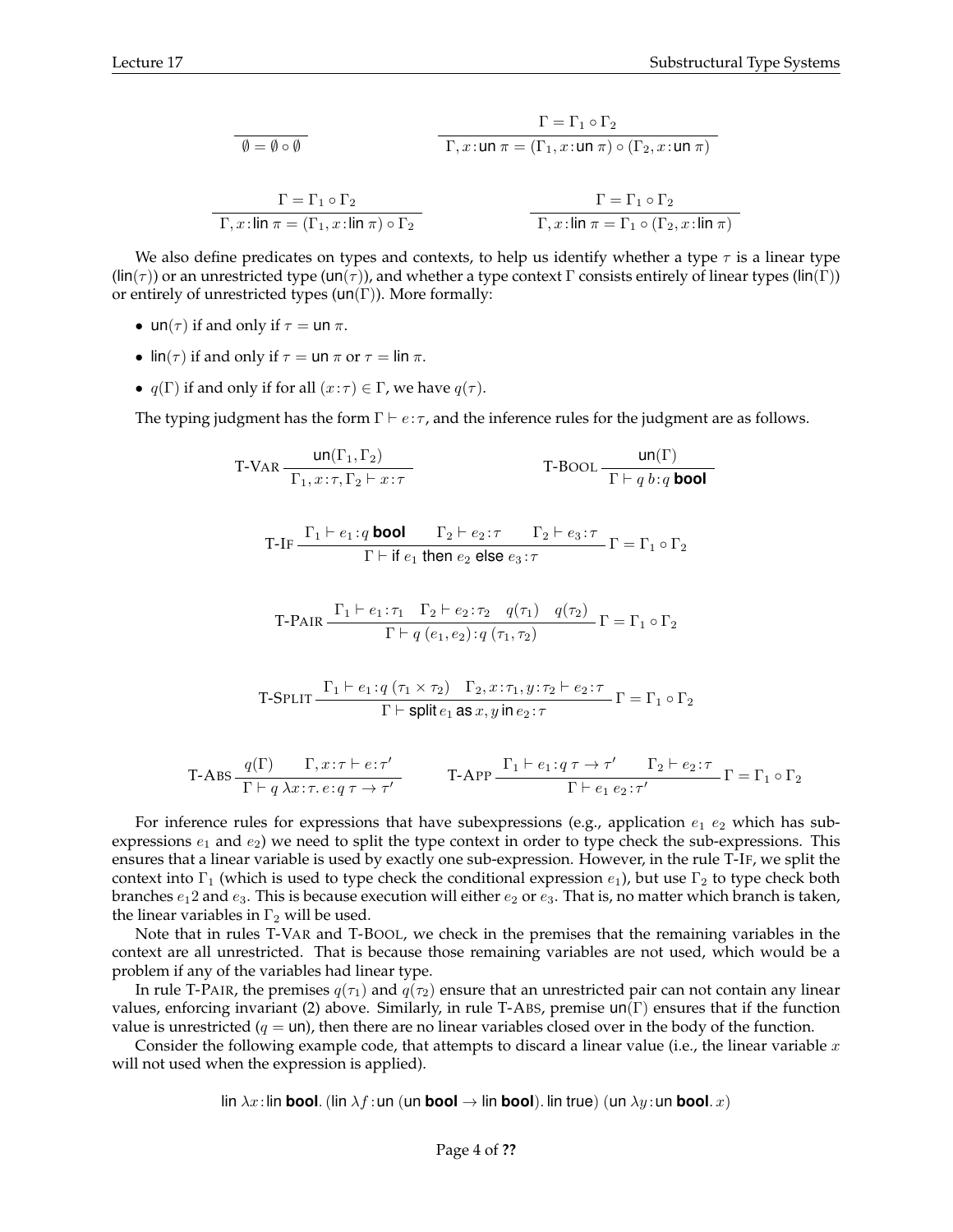$$\frac{}{\emptyset = \emptyset \circ \emptyset} \qquad \frac{\Gamma = \Gamma_1 \circ \Gamma_2}{\Gamma, x\!:\!\mathsf{un}\ \pi = (\Gamma_1, x\!:\!\mathsf{un}\ \pi) \circ (\Gamma_2, x\!:\!\mathsf{un}\ \pi)}$$

$$\frac{\Gamma = \Gamma_1 \circ \Gamma_2}{\Gamma, x\!:\!\mathsf{lin}\ \pi = (\Gamma_1, x\!:\!\mathsf{lin}\ \pi) \circ \Gamma_2} \qquad \frac{\Gamma = \Gamma_1 \circ \Gamma_2}{\Gamma, x\!:\!\mathsf{lin}\ \pi = \Gamma_1 \circ (\Gamma_2, x\!:\!\mathsf{lin}\ \pi)}$$

We also define predicates on types and contexts, to help us identify whether a type $\tau$ is a linear type ($\mathsf{lin}(\tau)$) or an unrestricted type ($\mathsf{un}(\tau)$), and whether a type context $\Gamma$ consists entirely of linear types ($\mathsf{lin}(\Gamma)$) or entirely of unrestricted types ($\mathsf{un}(\Gamma)$). More formally:

- $\mathsf{un}(\tau)$ if and only if $\tau = \mathsf{un}\ \pi$.
- $\mathsf{lin}(\tau)$ if and only if $\tau = \mathsf{un}\ \pi$ or $\tau = \mathsf{lin}\ \pi$.
- $q(\Gamma)$ if and only if for all $(x\!:\!\tau) \in \Gamma$, we have $q(\tau)$.

The typing judgment has the form $\Gamma \vdash e\!:\!\tau$, and the inference rules for the judgment are as follows.

$$\text{T-VAR}\ \frac{\mathsf{un}(\Gamma_1, \Gamma_2)}{\Gamma_1, x\!:\!\tau, \Gamma_2 \vdash x\!:\!\tau} \qquad \text{T-BOOL}\ \frac{\mathsf{un}(\Gamma)}{\Gamma \vdash q\ b\!:\!q\ \textbf{bool}}$$

$$\text{T-IF}\ \frac{\Gamma_1 \vdash e_1\!:\!q\ \textbf{bool} \qquad \Gamma_2 \vdash e_2\!:\!\tau \qquad \Gamma_2 \vdash e_3\!:\!\tau}{\Gamma \vdash \mathsf{if}\ e_1\ \mathsf{then}\ e_2\ \mathsf{else}\ e_3\!:\!\tau}\ \Gamma = \Gamma_1 \circ \Gamma_2$$

$$\text{T-PAIR}\ \frac{\Gamma_1 \vdash e_1\!:\!\tau_1 \quad \Gamma_2 \vdash e_2\!:\!\tau_2 \quad q(\tau_1) \quad q(\tau_2)}{\Gamma \vdash q\ (e_1, e_2)\!:\!q\ (\tau_1, \tau_2)}\ \Gamma = \Gamma_1 \circ \Gamma_2$$

$$\text{T-SPLIT}\ \frac{\Gamma_1 \vdash e_1\!:\!q\ (\tau_1 \times \tau_2) \quad \Gamma_2, x\!:\!\tau_1, y\!:\!\tau_2 \vdash e_2\!:\!\tau}{\Gamma \vdash \mathsf{split}\ e_1\ \mathsf{as}\ x, y\ \mathsf{in}\ e_2\!:\!\tau}\ \Gamma = \Gamma_1 \circ \Gamma_2$$

$$\text{T-ABS}\ \frac{q(\Gamma) \qquad \Gamma, x\!:\!\tau \vdash e\!:\!\tau'}{\Gamma \vdash q\ \lambda x\!:\!\tau.\, e\!:\!q\ \tau \to \tau'} \qquad \text{T-APP}\ \frac{\Gamma_1 \vdash e_1\!:\!q\ \tau \to \tau' \qquad \Gamma_2 \vdash e_2\!:\!\tau}{\Gamma \vdash e_1\ e_2\!:\!\tau'}\ \Gamma = \Gamma_1 \circ \Gamma_2$$

For inference rules for expressions that have subexpressions (e.g., application $e_1\ e_2$ which has subexpressions $e_1$ and $e_2$) we need to split the type context in order to type check the sub-expressions. This ensures that a linear variable is used by exactly one sub-expression. However, in the rule T-IF, we split the context into $\Gamma_1$ (which is used to type check the conditional expression $e_1$), but use $\Gamma_2$ to type check both branches $e_1 2$ and $e_3$. This is because execution will either $e_2$ or $e_3$. That is, no matter which branch is taken, the linear variables in $\Gamma_2$ will be used.

Note that in rules T-VAR and T-BOOL, we check in the premises that the remaining variables in the context are all unrestricted. That is because those remaining variables are not used, which would be a problem if any of the variables had linear type.

In rule T-PAIR, the premises $q(\tau_1)$ and $q(\tau_2)$ ensure that an unrestricted pair can not contain any linear values, enforcing invariant (2) above. Similarly, in rule T-ABS, premise $\mathsf{un}(\Gamma)$ ensures that if the function value is unrestricted ($q = \mathsf{un}$), then there are no linear variables closed over in the body of the function.

Consider the following example code, that attempts to discard a linear value (i.e., the linear variable $x$ will not used when the expression is applied).

$$\mathsf{lin}\ \lambda x\!:\!\mathsf{lin}\ \textbf{bool}.\ (\mathsf{lin}\ \lambda f\!:\!\mathsf{un}\ (\mathsf{un}\ \textbf{bool} \to \mathsf{lin}\ \textbf{bool}).\ \mathsf{lin}\ \mathsf{true})\ (\mathsf{un}\ \lambda y\!:\!\mathsf{un}\ \textbf{bool}.\ x)$$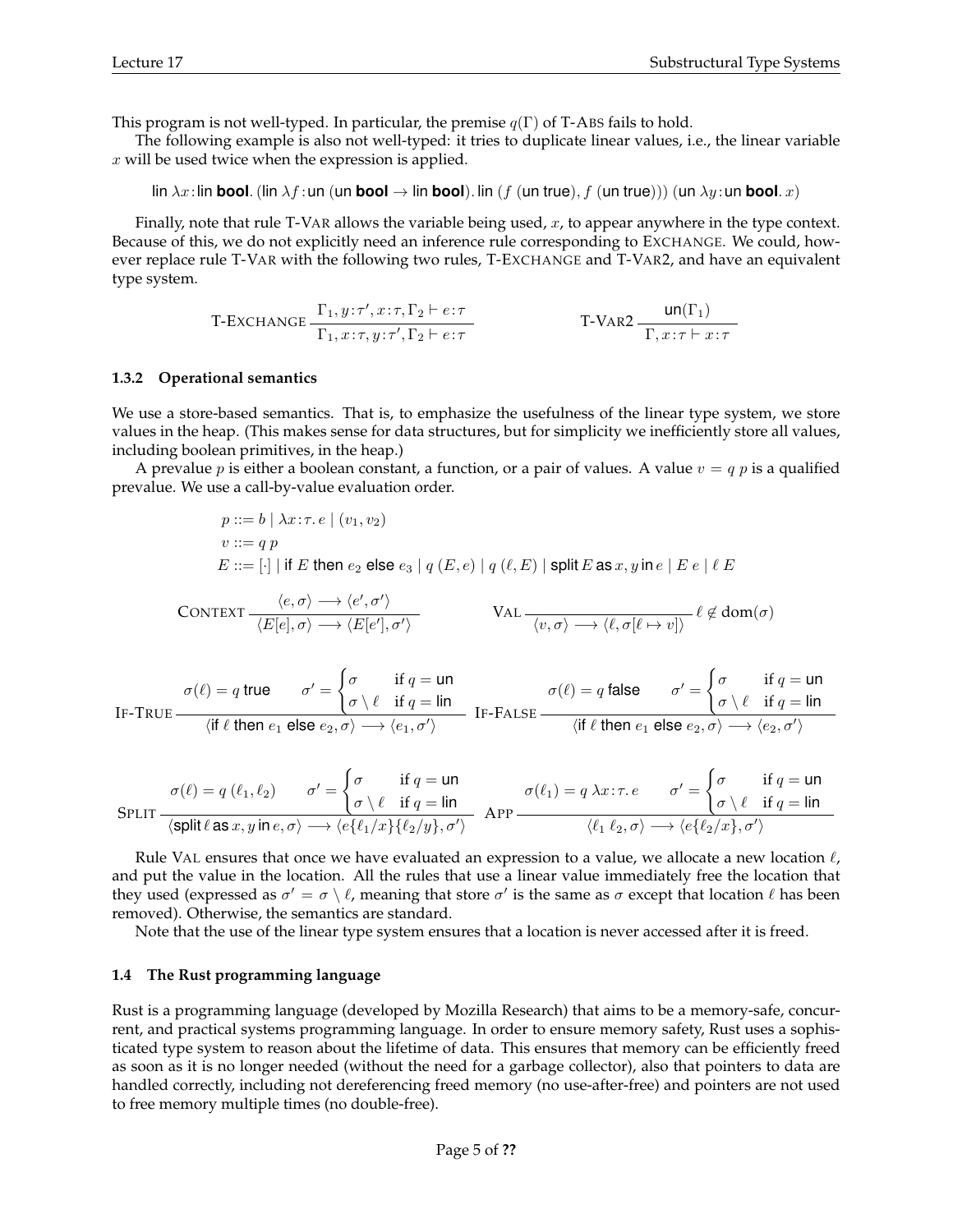This program is not well-typed. In particular, the premise $q(\Gamma)$ of T-ABS fails to hold.

The following example is also not well-typed: it tries to duplicate linear values, i.e., the linear variable $x$ will be used twice when the expression is applied.

$$\mathsf{lin}\ \lambda x\!:\!\mathsf{lin}\ \textbf{bool}.\ (\mathsf{lin}\ \lambda f\!:\!\mathsf{un}\ (\mathsf{un}\ \textbf{bool} \to \mathsf{lin}\ \textbf{bool}).\ \mathsf{lin}\ (f\ (\mathsf{un}\ \mathsf{true}), f\ (\mathsf{un}\ \mathsf{true})))\ (\mathsf{un}\ \lambda y\!:\!\mathsf{un}\ \textbf{bool}.\ x)$$

Finally, note that rule T-VAR allows the variable being used, $x$, to appear anywhere in the type context. Because of this, we do not explicitly need an inference rule corresponding to EXCHANGE. We could, however replace rule T-VAR with the following two rules, T-EXCHANGE and T-VAR2, and have an equivalent type system.

$$\text{T-EXCHANGE}\ \frac{\Gamma_1, y\!:\!\tau', x\!:\!\tau, \Gamma_2 \vdash e\!:\!\tau}{\Gamma_1, x\!:\!\tau, y\!:\!\tau', \Gamma_2 \vdash e\!:\!\tau} \qquad\qquad \text{T-VAR2}\ \frac{\mathsf{un}(\Gamma_1)}{\Gamma, x\!:\!\tau \vdash x\!:\!\tau}$$

### 1.3.2 Operational semantics

We use a store-based semantics. That is, to emphasize the usefulness of the linear type system, we store values in the heap. (This makes sense for data structures, but for simplicity we inefficiently store all values, including boolean primitives, in the heap.)

A prevalue $p$ is either a boolean constant, a function, or a pair of values. A value $v = q\ p$ is a qualified prevalue. We use a call-by-value evaluation order.

$$\begin{aligned}
p &::= b \mid \lambda x\!:\!\tau.\ e \mid (v_1, v_2)\\
v &::= q\ p\\
E &::= [\cdot] \mid \mathsf{if}\ E\ \mathsf{then}\ e_2\ \mathsf{else}\ e_3 \mid q\ (E, e) \mid q\ (\ell, E) \mid \mathsf{split}\ E\ \mathsf{as}\ x, y\ \mathsf{in}\ e \mid E\ e \mid \ell\ E
\end{aligned}$$

$$\text{CONTEXT}\ \frac{\langle e, \sigma\rangle \longrightarrow \langle e', \sigma'\rangle}{\langle E[e], \sigma\rangle \longrightarrow \langle E[e'], \sigma'\rangle} \qquad\qquad \text{VAL}\ \frac{}{\langle v, \sigma\rangle \longrightarrow \langle \ell, \sigma[\ell \mapsto v]\rangle}\ \ell \notin \text{dom}(\sigma)$$

$$\text{IF-TRUE}\ \frac{\sigma(\ell) = q\ \mathsf{true} \qquad \sigma' = \begin{cases}\sigma & \text{if } q = \mathsf{un}\\ \sigma \setminus \ell & \text{if } q = \mathsf{lin}\end{cases}}{\langle \mathsf{if}\ \ell\ \mathsf{then}\ e_1\ \mathsf{else}\ e_2, \sigma\rangle \longrightarrow \langle e_1, \sigma'\rangle} \qquad \text{IF-FALSE}\ \frac{\sigma(\ell) = q\ \mathsf{false} \qquad \sigma' = \begin{cases}\sigma & \text{if } q = \mathsf{un}\\ \sigma \setminus \ell & \text{if } q = \mathsf{lin}\end{cases}}{\langle \mathsf{if}\ \ell\ \mathsf{then}\ e_1\ \mathsf{else}\ e_2, \sigma\rangle \longrightarrow \langle e_2, \sigma'\rangle}$$

$$\text{SPLIT}\ \frac{\sigma(\ell) = q\ (\ell_1, \ell_2) \qquad \sigma' = \begin{cases}\sigma & \text{if } q = \mathsf{un}\\ \sigma \setminus \ell & \text{if } q = \mathsf{lin}\end{cases}}{\langle \mathsf{split}\ \ell\ \mathsf{as}\ x, y\ \mathsf{in}\ e, \sigma\rangle \longrightarrow \langle e\{\ell_1/x\}\{\ell_2/y\}, \sigma'\rangle} \qquad \text{APP}\ \frac{\sigma(\ell_1) = q\ \lambda x\!:\!\tau.\ e \qquad \sigma' = \begin{cases}\sigma & \text{if } q = \mathsf{un}\\ \sigma \setminus \ell & \text{if } q = \mathsf{lin}\end{cases}}{\langle \ell_1\ \ell_2, \sigma\rangle \longrightarrow \langle e\{\ell_2/x\}, \sigma'\rangle}$$

Rule VAL ensures that once we have evaluated an expression to a value, we allocate a new location $\ell$, and put the value in the location. All the rules that use a linear value immediately free the location that they used (expressed as $\sigma' = \sigma \setminus \ell$, meaning that store $\sigma'$ is the same as $\sigma$ except that location $\ell$ has been removed). Otherwise, the semantics are standard.

Note that the use of the linear type system ensures that a location is never accessed after it is freed.

## 1.4 The Rust programming language

Rust is a programming language (developed by Mozilla Research) that aims to be a memory-safe, concurrent, and practical systems programming language. In order to ensure memory safety, Rust uses a sophisticated type system to reason about the lifetime of data. This ensures that memory can be efficiently freed as soon as it is no longer needed (without the need for a garbage collector), also that pointers to data are handled correctly, including not dereferencing freed memory (no use-after-free) and pointers are not used to free memory multiple times (no double-free).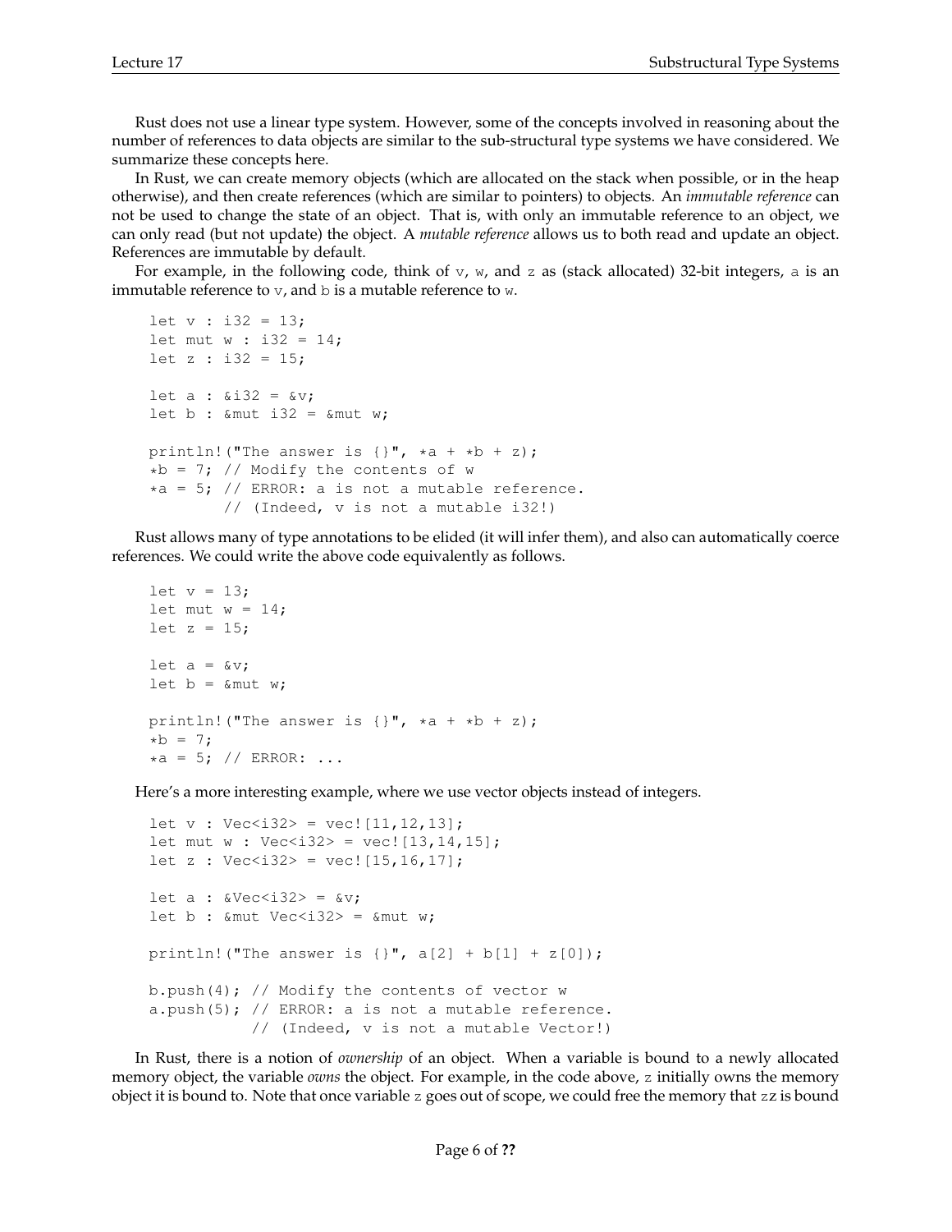Rust does not use a linear type system. However, some of the concepts involved in reasoning about the number of references to data objects are similar to the sub-structural type systems we have considered. We summarize these concepts here.

In Rust, we can create memory objects (which are allocated on the stack when possible, or in the heap otherwise), and then create references (which are similar to pointers) to objects. An *immutable reference* can not be used to change the state of an object. That is, with only an immutable reference to an object, we can only read (but not update) the object. A *mutable reference* allows us to both read and update an object. References are immutable by default.

For example, in the following code, think of `v`, `w`, and `z` as (stack allocated) 32-bit integers, `a` is an immutable reference to `v`, and `b` is a mutable reference to `w`.

```
let v : i32 = 13;
let mut w : i32 = 14;
let z : i32 = 15;

let a : &i32 = &v;
let b : &mut i32 = &mut w;

println!("The answer is {}", *a + *b + z);
*b = 7; // Modify the contents of w
*a = 5; // ERROR: a is not a mutable reference.
        // (Indeed, v is not a mutable i32!)
```

Rust allows many of type annotations to be elided (it will infer them), and also can automatically coerce references. We could write the above code equivalently as follows.

```
let v = 13;
let mut w = 14;
let z = 15;

let a = &v;
let b = &mut w;

println!("The answer is {}", *a + *b + z);
*b = 7;
*a = 5; // ERROR: ...
```

Here's a more interesting example, where we use vector objects instead of integers.

```
let v : Vec<i32> = vec![11,12,13];
let mut w : Vec<i32> = vec![13,14,15];
let z : Vec<i32> = vec![15,16,17];

let a : &Vec<i32> = &v;
let b : &mut Vec<i32> = &mut w;

println!("The answer is {}", a[2] + b[1] + z[0]);

b.push(4); // Modify the contents of vector w
a.push(5); // ERROR: a is not a mutable reference.
           // (Indeed, v is not a mutable Vector!)
```

In Rust, there is a notion of *ownership* of an object. When a variable is bound to a newly allocated memory object, the variable *owns* the object. For example, in the code above, `z` initially owns the memory object it is bound to. Note that once variable `z` goes out of scope, we could free the memory that `zz` is bound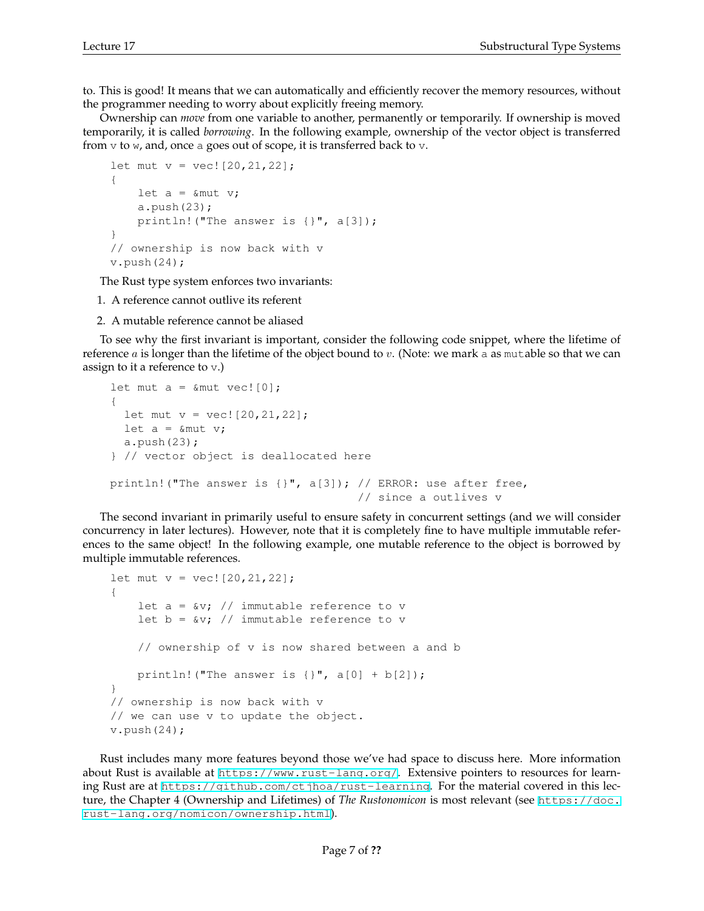to. This is good! It means that we can automatically and efficiently recover the memory resources, without the programmer needing to worry about explicitly freeing memory.

Ownership can *move* from one variable to another, permanently or temporarily. If ownership is moved temporarily, it is called *borrowing*. In the following example, ownership of the vector object is transferred from `v` to `w`, and, once `a` goes out of scope, it is transferred back to `v`.

```
let mut v = vec![20,21,22];
{
    let a = &mut v;
    a.push(23);
    println!("The answer is {}", a[3]);
}
// ownership is now back with v
v.push(24);
```

The Rust type system enforces two invariants:

1. A reference cannot outlive its referent
2. A mutable reference cannot be aliased

To see why the first invariant is important, consider the following code snippet, where the lifetime of reference $a$ is longer than the lifetime of the object bound to $v$. (Note: we mark `a` as `mut`able so that we can assign to it a reference to `v`.)

```
let mut a = &mut vec![0];
{
  let mut v = vec![20,21,22];
  let a = &mut v;
  a.push(23);
} // vector object is deallocated here

println!("The answer is {}", a[3]); // ERROR: use after free,
                                     // since a outlives v
```

The second invariant in primarily useful to ensure safety in concurrent settings (and we will consider concurrency in later lectures). However, note that it is completely fine to have multiple immutable references to the same object! In the following example, one mutable reference to the object is borrowed by multiple immutable references.

```
let mut v = vec![20,21,22];
{
    let a = &v; // immutable reference to v
    let b = &v; // immutable reference to v

    // ownership of v is now shared between a and b

    println!("The answer is {}", a[0] + b[2]);
}
// ownership is now back with v
// we can use v to update the object.
v.push(24);
```

Rust includes many more features beyond those we've had space to discuss here. More information about Rust is available at `https://www.rust-lang.org/`. Extensive pointers to resources for learning Rust are at `https://github.com/ctjhoa/rust-learning`. For the material covered in this lecture, the Chapter 4 (Ownership and Lifetimes) of *The Rustonomicon* is most relevant (see `https://doc.rust-lang.org/nomicon/ownership.html`).